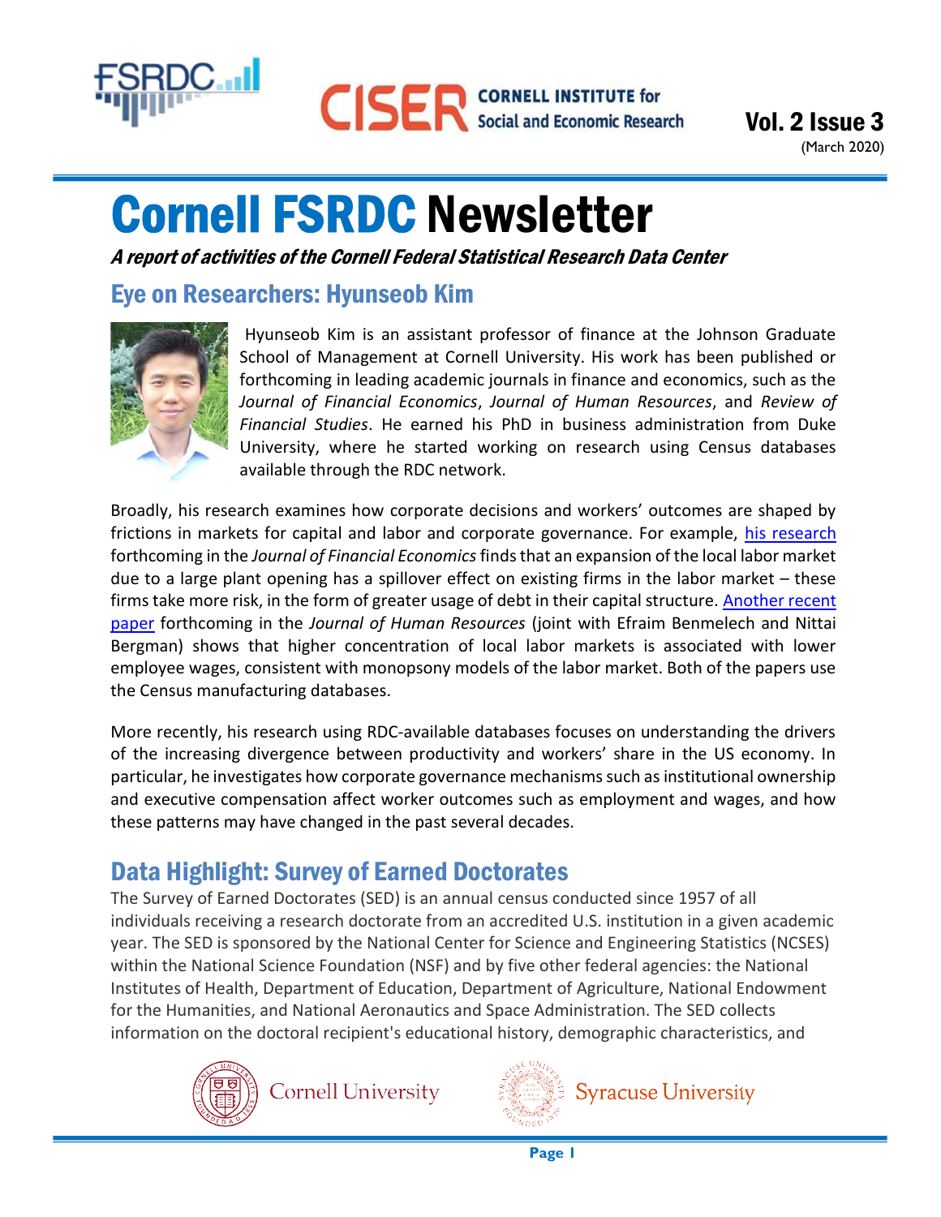Vol. 2 Issue 3
(March 2020)

# Cornell FSRDC Newsletter

***A report of activities of the Cornell Federal Statistical Research Data Center***

## Eye on Researchers: Hyunseob Kim

Hyunseob Kim is an assistant professor of finance at the Johnson Graduate School of Management at Cornell University. His work has been published or forthcoming in leading academic journals in finance and economics, such as the *Journal of Financial Economics*, *Journal of Human Resources*, and *Review of Financial Studies*. He earned his PhD in business administration from Duke University, where he started working on research using Census databases available through the RDC network.

Broadly, his research examines how corporate decisions and workers' outcomes are shaped by frictions in markets for capital and labor and corporate governance. For example, his research forthcoming in the *Journal of Financial Economics* finds that an expansion of the local labor market due to a large plant opening has a spillover effect on existing firms in the labor market – these firms take more risk, in the form of greater usage of debt in their capital structure. Another recent paper forthcoming in the *Journal of Human Resources* (joint with Efraim Benmelech and Nittai Bergman) shows that higher concentration of local labor markets is associated with lower employee wages, consistent with monopsony models of the labor market. Both of the papers use the Census manufacturing databases.

More recently, his research using RDC-available databases focuses on understanding the drivers of the increasing divergence between productivity and workers' share in the US economy. In particular, he investigates how corporate governance mechanisms such as institutional ownership and executive compensation affect worker outcomes such as employment and wages, and how these patterns may have changed in the past several decades.

## Data Highlight: Survey of Earned Doctorates

The Survey of Earned Doctorates (SED) is an annual census conducted since 1957 of all individuals receiving a research doctorate from an accredited U.S. institution in a given academic year. The SED is sponsored by the National Center for Science and Engineering Statistics (NCSES) within the National Science Foundation (NSF) and by five other federal agencies: the National Institutes of Health, Department of Education, Department of Agriculture, National Endowment for the Humanities, and National Aeronautics and Space Administration. The SED collects information on the doctoral recipient's educational history, demographic characteristics, and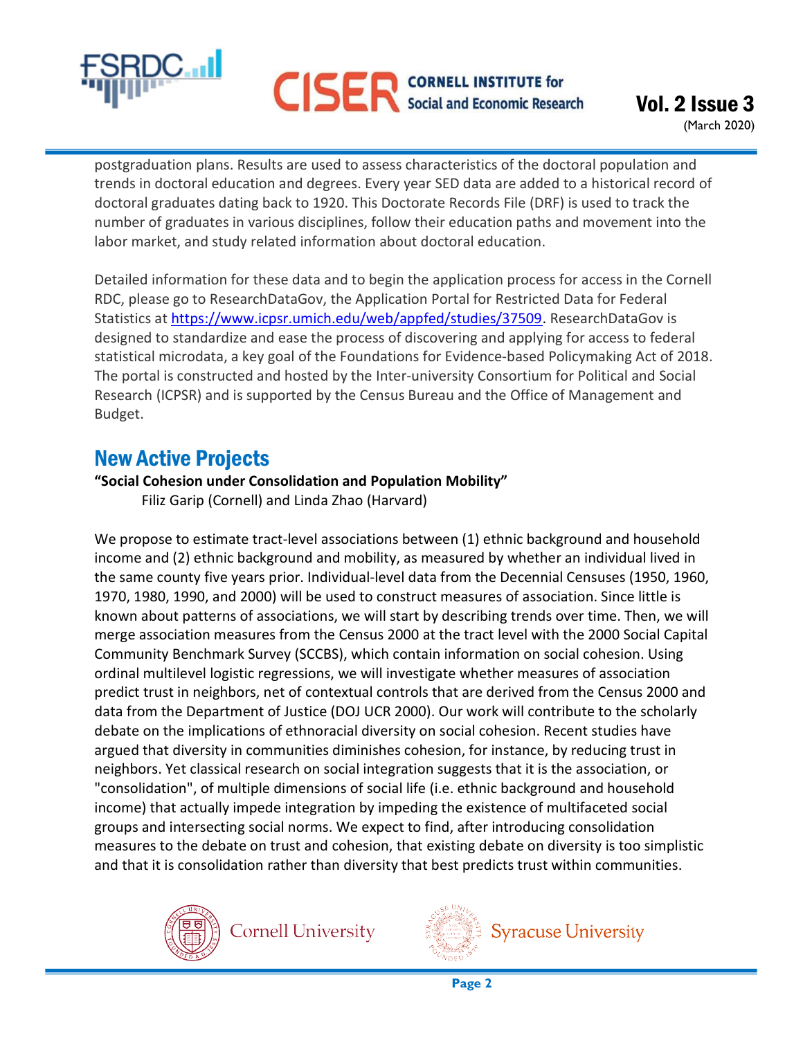postgraduation plans. Results are used to assess characteristics of the doctoral population and trends in doctoral education and degrees. Every year SED data are added to a historical record of doctoral graduates dating back to 1920. This Doctorate Records File (DRF) is used to track the number of graduates in various disciplines, follow their education paths and movement into the labor market, and study related information about doctoral education.

Detailed information for these data and to begin the application process for access in the Cornell RDC, please go to ResearchDataGov, the Application Portal for Restricted Data for Federal Statistics at https://www.icpsr.umich.edu/web/appfed/studies/37509. ResearchDataGov is designed to standardize and ease the process of discovering and applying for access to federal statistical microdata, a key goal of the Foundations for Evidence-based Policymaking Act of 2018. The portal is constructed and hosted by the Inter-university Consortium for Political and Social Research (ICPSR) and is supported by the Census Bureau and the Office of Management and Budget.

## New Active Projects

**"Social Cohesion under Consolidation and Population Mobility"**
Filiz Garip (Cornell) and Linda Zhao (Harvard)

We propose to estimate tract-level associations between (1) ethnic background and household income and (2) ethnic background and mobility, as measured by whether an individual lived in the same county five years prior. Individual-level data from the Decennial Censuses (1950, 1960, 1970, 1980, 1990, and 2000) will be used to construct measures of association. Since little is known about patterns of associations, we will start by describing trends over time. Then, we will merge association measures from the Census 2000 at the tract level with the 2000 Social Capital Community Benchmark Survey (SCCBS), which contain information on social cohesion. Using ordinal multilevel logistic regressions, we will investigate whether measures of association predict trust in neighbors, net of contextual controls that are derived from the Census 2000 and data from the Department of Justice (DOJ UCR 2000). Our work will contribute to the scholarly debate on the implications of ethnoracial diversity on social cohesion. Recent studies have argued that diversity in communities diminishes cohesion, for instance, by reducing trust in neighbors. Yet classical research on social integration suggests that it is the association, or "consolidation", of multiple dimensions of social life (i.e. ethnic background and household income) that actually impede integration by impeding the existence of multifaceted social groups and intersecting social norms. We expect to find, after introducing consolidation measures to the debate on trust and cohesion, that existing debate on diversity is too simplistic and that it is consolidation rather than diversity that best predicts trust within communities.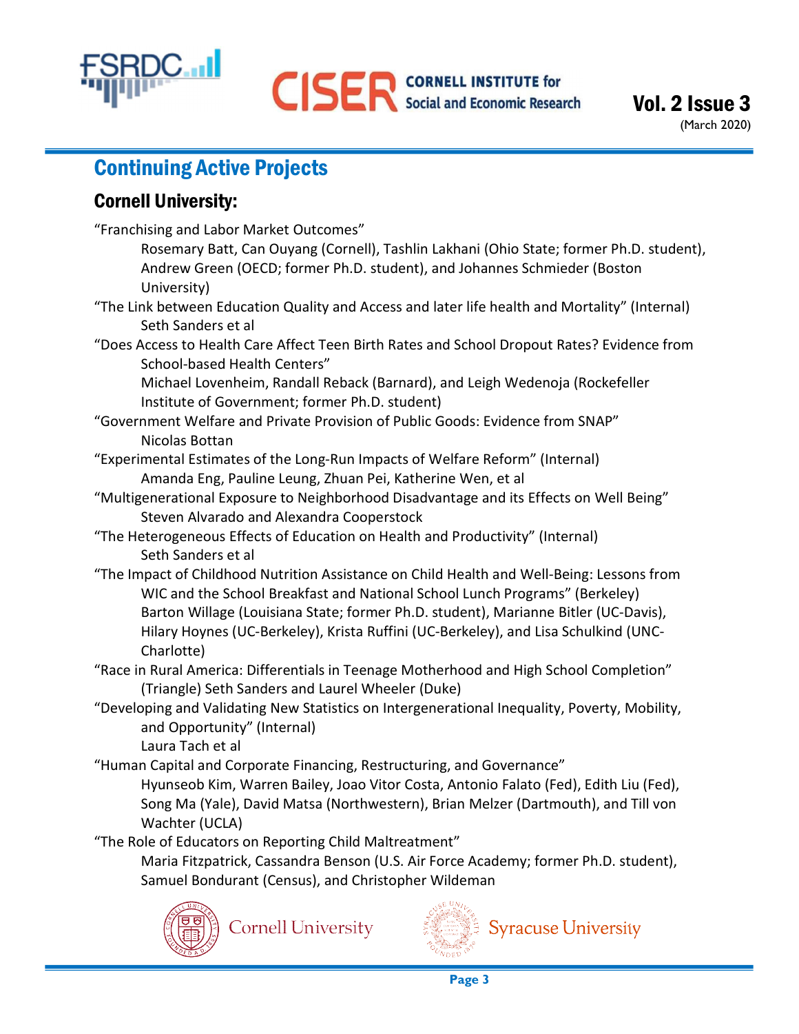## Continuing Active Projects

### Cornell University:

"Franchising and Labor Market Outcomes"
Rosemary Batt, Can Ouyang (Cornell), Tashlin Lakhani (Ohio State; former Ph.D. student), Andrew Green (OECD; former Ph.D. student), and Johannes Schmieder (Boston University)

"The Link between Education Quality and Access and later life health and Mortality" (Internal)
Seth Sanders et al

"Does Access to Health Care Affect Teen Birth Rates and School Dropout Rates? Evidence from School-based Health Centers"
Michael Lovenheim, Randall Reback (Barnard), and Leigh Wedenoja (Rockefeller Institute of Government; former Ph.D. student)

"Government Welfare and Private Provision of Public Goods: Evidence from SNAP"
Nicolas Bottan

"Experimental Estimates of the Long-Run Impacts of Welfare Reform" (Internal)
Amanda Eng, Pauline Leung, Zhuan Pei, Katherine Wen, et al

"Multigenerational Exposure to Neighborhood Disadvantage and its Effects on Well Being"
Steven Alvarado and Alexandra Cooperstock

"The Heterogeneous Effects of Education on Health and Productivity" (Internal)
Seth Sanders et al

"The Impact of Childhood Nutrition Assistance on Child Health and Well-Being: Lessons from WIC and the School Breakfast and National School Lunch Programs" (Berkeley)
Barton Willage (Louisiana State; former Ph.D. student), Marianne Bitler (UC-Davis), Hilary Hoynes (UC-Berkeley), Krista Ruffini (UC-Berkeley), and Lisa Schulkind (UNC-Charlotte)

"Race in Rural America: Differentials in Teenage Motherhood and High School Completion"
(Triangle) Seth Sanders and Laurel Wheeler (Duke)

"Developing and Validating New Statistics on Intergenerational Inequality, Poverty, Mobility, and Opportunity" (Internal)
Laura Tach et al

"Human Capital and Corporate Financing, Restructuring, and Governance"
Hyunseob Kim, Warren Bailey, Joao Vitor Costa, Antonio Falato (Fed), Edith Liu (Fed), Song Ma (Yale), David Matsa (Northwestern), Brian Melzer (Dartmouth), and Till von Wachter (UCLA)

"The Role of Educators on Reporting Child Maltreatment"
Maria Fitzpatrick, Cassandra Benson (U.S. Air Force Academy; former Ph.D. student), Samuel Bondurant (Census), and Christopher Wildeman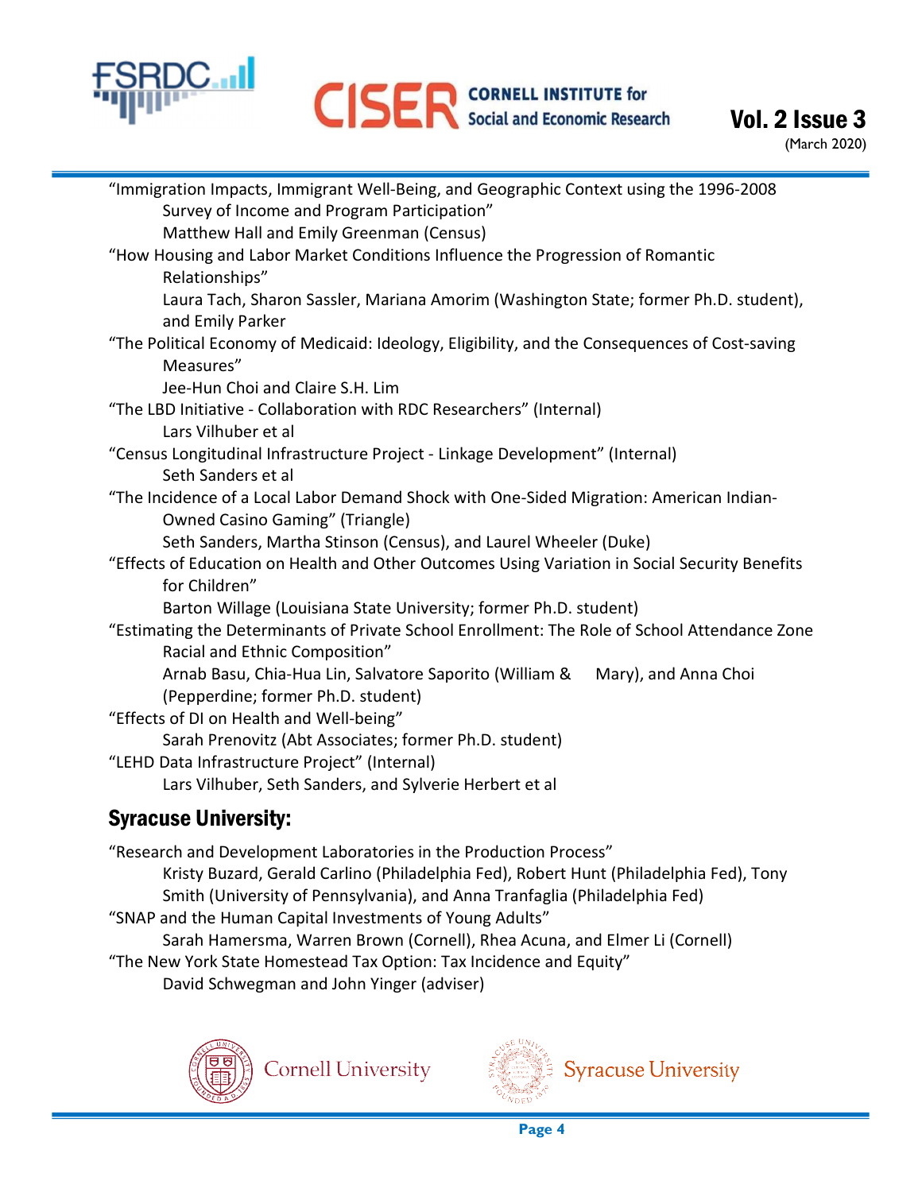"Immigration Impacts, Immigrant Well-Being, and Geographic Context using the 1996-2008 Survey of Income and Program Participation"
Matthew Hall and Emily Greenman (Census)

"How Housing and Labor Market Conditions Influence the Progression of Romantic Relationships"
Laura Tach, Sharon Sassler, Mariana Amorim (Washington State; former Ph.D. student), and Emily Parker

"The Political Economy of Medicaid: Ideology, Eligibility, and the Consequences of Cost-saving Measures"
Jee-Hun Choi and Claire S.H. Lim

"The LBD Initiative - Collaboration with RDC Researchers" (Internal)
Lars Vilhuber et al

"Census Longitudinal Infrastructure Project - Linkage Development" (Internal)
Seth Sanders et al

"The Incidence of a Local Labor Demand Shock with One-Sided Migration: American Indian-Owned Casino Gaming" (Triangle)
Seth Sanders, Martha Stinson (Census), and Laurel Wheeler (Duke)

"Effects of Education on Health and Other Outcomes Using Variation in Social Security Benefits for Children"
Barton Willage (Louisiana State University; former Ph.D. student)

"Estimating the Determinants of Private School Enrollment: The Role of School Attendance Zone Racial and Ethnic Composition"
Arnab Basu, Chia-Hua Lin, Salvatore Saporito (William & Mary), and Anna Choi (Pepperdine; former Ph.D. student)

"Effects of DI on Health and Well-being"
Sarah Prenovitz (Abt Associates; former Ph.D. student)

"LEHD Data Infrastructure Project" (Internal)
Lars Vilhuber, Seth Sanders, and Sylverie Herbert et al

## Syracuse University:

"Research and Development Laboratories in the Production Process"
Kristy Buzard, Gerald Carlino (Philadelphia Fed), Robert Hunt (Philadelphia Fed), Tony Smith (University of Pennsylvania), and Anna Tranfaglia (Philadelphia Fed)

"SNAP and the Human Capital Investments of Young Adults"
Sarah Hamersma, Warren Brown (Cornell), Rhea Acuna, and Elmer Li (Cornell)

"The New York State Homestead Tax Option: Tax Incidence and Equity"
David Schwegman and John Yinger (adviser)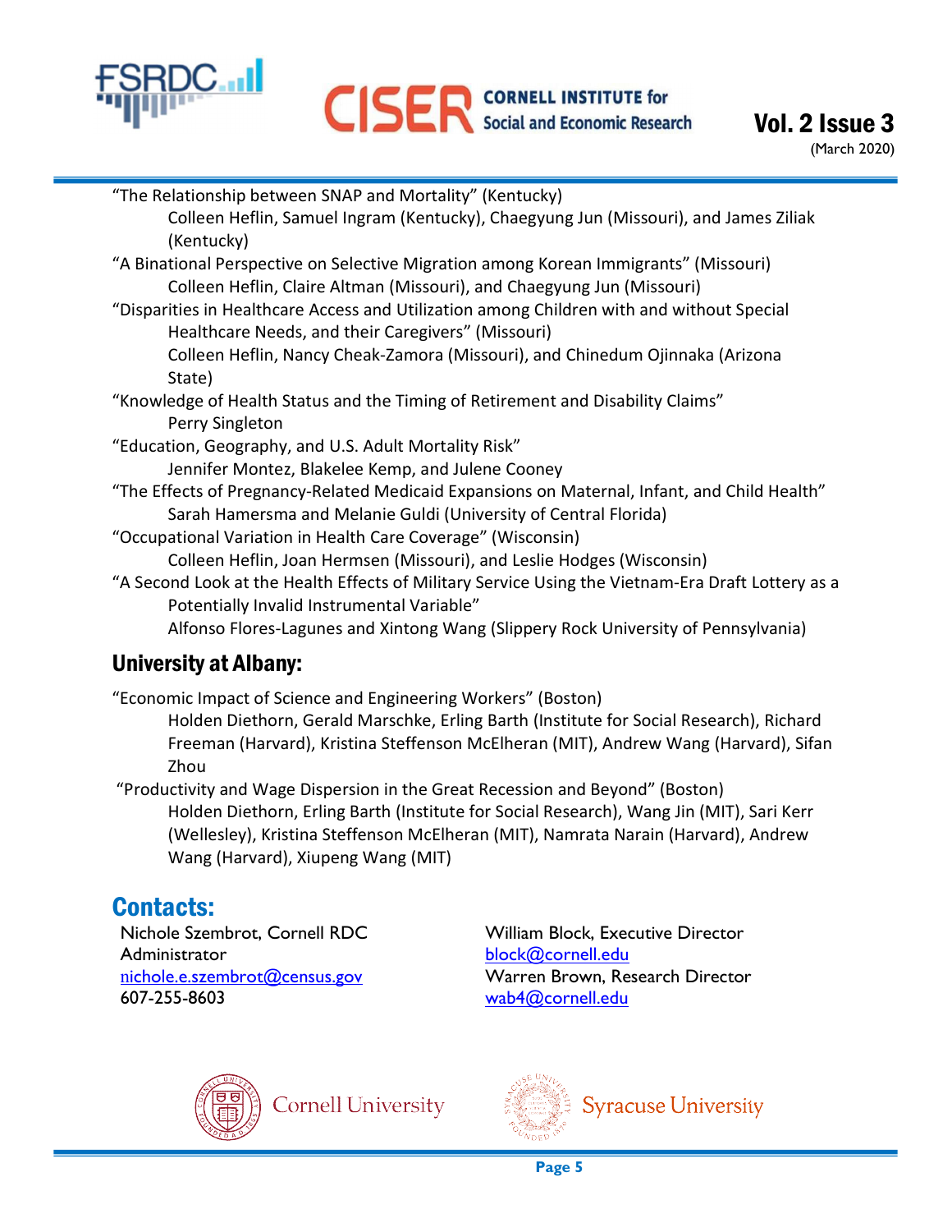"The Relationship between SNAP and Mortality" (Kentucky)
Colleen Heflin, Samuel Ingram (Kentucky), Chaegyung Jun (Missouri), and James Ziliak (Kentucky)

"A Binational Perspective on Selective Migration among Korean Immigrants" (Missouri)
Colleen Heflin, Claire Altman (Missouri), and Chaegyung Jun (Missouri)

"Disparities in Healthcare Access and Utilization among Children with and without Special Healthcare Needs, and their Caregivers" (Missouri)
Colleen Heflin, Nancy Cheak-Zamora (Missouri), and Chinedum Ojinnaka (Arizona State)

"Knowledge of Health Status and the Timing of Retirement and Disability Claims"
Perry Singleton

"Education, Geography, and U.S. Adult Mortality Risk"
Jennifer Montez, Blakelee Kemp, and Julene Cooney

"The Effects of Pregnancy-Related Medicaid Expansions on Maternal, Infant, and Child Health"
Sarah Hamersma and Melanie Guldi (University of Central Florida)

"Occupational Variation in Health Care Coverage" (Wisconsin)
Colleen Heflin, Joan Hermsen (Missouri), and Leslie Hodges (Wisconsin)

"A Second Look at the Health Effects of Military Service Using the Vietnam-Era Draft Lottery as a Potentially Invalid Instrumental Variable"
Alfonso Flores-Lagunes and Xintong Wang (Slippery Rock University of Pennsylvania)

## University at Albany:

"Economic Impact of Science and Engineering Workers" (Boston)
Holden Diethorn, Gerald Marschke, Erling Barth (Institute for Social Research), Richard Freeman (Harvard), Kristina Steffenson McElheran (MIT), Andrew Wang (Harvard), Sifan Zhou

"Productivity and Wage Dispersion in the Great Recession and Beyond" (Boston)
Holden Diethorn, Erling Barth (Institute for Social Research), Wang Jin (MIT), Sari Kerr (Wellesley), Kristina Steffenson McElheran (MIT), Namrata Narain (Harvard), Andrew Wang (Harvard), Xiupeng Wang (MIT)

## Contacts:

Nichole Szembrot, Cornell RDC Administrator
nichole.e.szembrot@census.gov
607-255-8603

William Block, Executive Director
block@cornell.edu
Warren Brown, Research Director
wab4@cornell.edu

Cornell University

Syracuse University